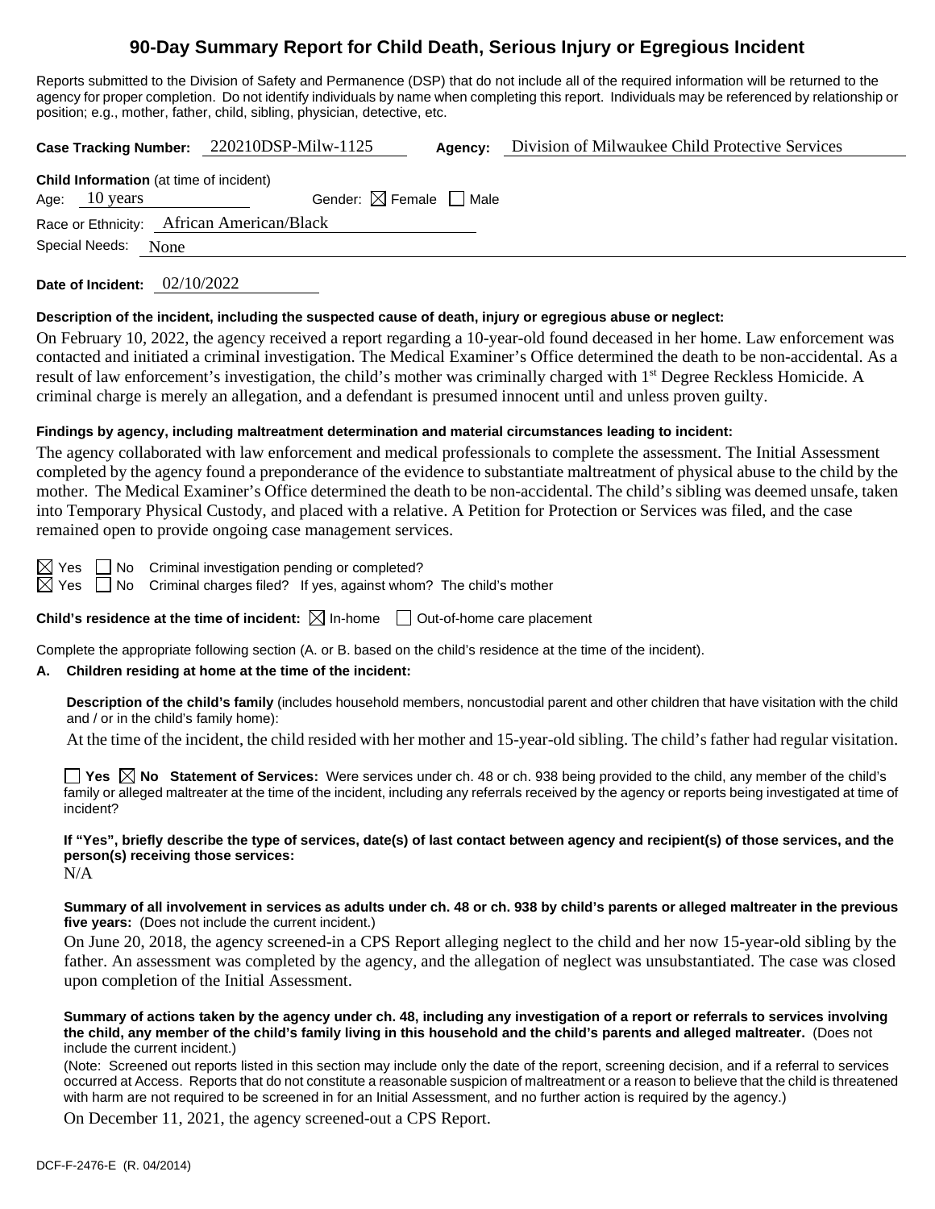# 90-Day Summary Report for Child Death, Serious Injury or Egregious Incident

Reports submitted to the Division of Safety and Permanence (DSP) that do not include all of the required information will be returned to the agency for proper completion. Do not identify individuals by name when completing this report. Individuals may be referenced by relationship or position; e.g., mother, father, child, sibling, physician, detective, etc.

**Case Tracking Number:** 220210DSP-Milw-1125 **Agency:** Division of Milwaukee Child Protective Services

**Child Information** (at time of incident)

Age: 10 years Gender: ☒ Female ☐ Male

Race or Ethnicity: African American/Black

Special Needs: None

**Date of Incident:** 02/10/2022

**Description of the incident, including the suspected cause of death, injury or egregious abuse or neglect:**

On February 10, 2022, the agency received a report regarding a 10-year-old found deceased in her home. Law enforcement was contacted and initiated a criminal investigation. The Medical Examiner's Office determined the death to be non-accidental. As a result of law enforcement's investigation, the child's mother was criminally charged with 1st Degree Reckless Homicide. A criminal charge is merely an allegation, and a defendant is presumed innocent until and unless proven guilty.

**Findings by agency, including maltreatment determination and material circumstances leading to incident:**

The agency collaborated with law enforcement and medical professionals to complete the assessment. The Initial Assessment completed by the agency found a preponderance of the evidence to substantiate maltreatment of physical abuse to the child by the mother. The Medical Examiner's Office determined the death to be non-accidental. The child's sibling was deemed unsafe, taken into Temporary Physical Custody, and placed with a relative. A Petition for Protection or Services was filed, and the case remained open to provide ongoing case management services.

☒ Yes ☐ No Criminal investigation pending or completed?

☒ Yes ☐ No Criminal charges filed? If yes, against whom? The child's mother

**Child's residence at the time of incident:** ☒ In-home ☐ Out-of-home care placement

Complete the appropriate following section (A. or B. based on the child's residence at the time of the incident).

**A. Children residing at home at the time of the incident:**

**Description of the child's family** (includes household members, noncustodial parent and other children that have visitation with the child and / or in the child's family home):

At the time of the incident, the child resided with her mother and 15-year-old sibling. The child's father had regular visitation.

☐ **Yes** ☒ **No** **Statement of Services:** Were services under ch. 48 or ch. 938 being provided to the child, any member of the child's family or alleged maltreater at the time of the incident, including any referrals received by the agency or reports being investigated at time of incident?

**If "Yes", briefly describe the type of services, date(s) of last contact between agency and recipient(s) of those services, and the person(s) receiving those services:**

N/A

**Summary of all involvement in services as adults under ch. 48 or ch. 938 by child's parents or alleged maltreater in the previous five years:** (Does not include the current incident.)

On June 20, 2018, the agency screened-in a CPS Report alleging neglect to the child and her now 15-year-old sibling by the father. An assessment was completed by the agency, and the allegation of neglect was unsubstantiated. The case was closed upon completion of the Initial Assessment.

**Summary of actions taken by the agency under ch. 48, including any investigation of a report or referrals to services involving the child, any member of the child's family living in this household and the child's parents and alleged maltreater.** (Does not include the current incident.)

(Note: Screened out reports listed in this section may include only the date of the report, screening decision, and if a referral to services occurred at Access. Reports that do not constitute a reasonable suspicion of maltreatment or a reason to believe that the child is threatened with harm are not required to be screened in for an Initial Assessment, and no further action is required by the agency.)

On December 11, 2021, the agency screened-out a CPS Report.

DCF-F-2476-E (R. 04/2014)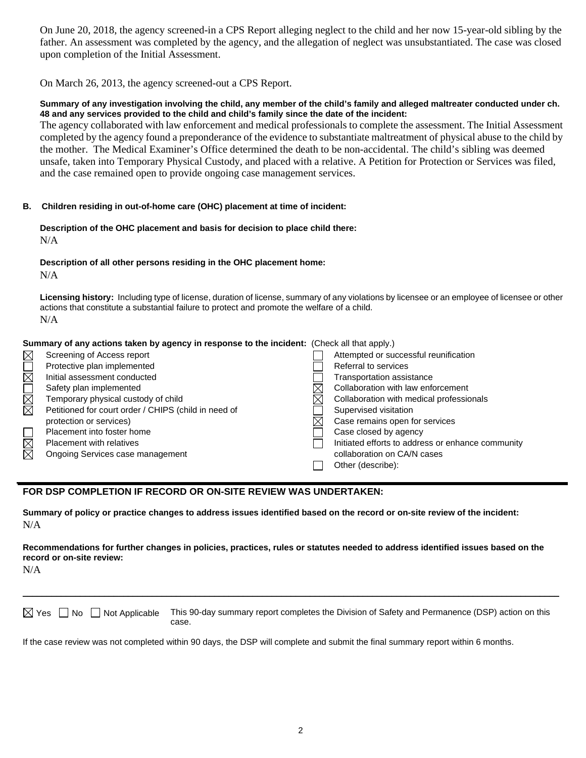On June 20, 2018, the agency screened-in a CPS Report alleging neglect to the child and her now 15-year-old sibling by the father. An assessment was completed by the agency, and the allegation of neglect was unsubstantiated. The case was closed upon completion of the Initial Assessment.

On March 26, 2013, the agency screened-out a CPS Report.

**Summary of any investigation involving the child, any member of the child's family and alleged maltreater conducted under ch. 48 and any services provided to the child and child's family since the date of the incident:**

The agency collaborated with law enforcement and medical professionals to complete the assessment. The Initial Assessment completed by the agency found a preponderance of the evidence to substantiate maltreatment of physical abuse to the child by the mother. The Medical Examiner's Office determined the death to be non-accidental. The child's sibling was deemed unsafe, taken into Temporary Physical Custody, and placed with a relative. A Petition for Protection or Services was filed, and the case remained open to provide ongoing case management services.

## B. Children residing in out-of-home care (OHC) placement at time of incident:

**Description of the OHC placement and basis for decision to place child there:**

N/A

**Description of all other persons residing in the OHC placement home:**

N/A

**Licensing history:** Including type of license, duration of license, summary of any violations by licensee or an employee of licensee or other actions that constitute a substantial failure to protect and promote the welfare of a child.

N/A

**Summary of any actions taken by agency in response to the incident:** (Check all that apply.)

- ☒ Screening of Access report
- ☐ Protective plan implemented
- ☒ Initial assessment conducted
- ☐ Safety plan implemented
- ☒ Temporary physical custody of child
- ☒ Petitioned for court order / CHIPS (child in need of protection or services)
- ☐ Placement into foster home
- ☒ Placement with relatives
- ☒ Ongoing Services case management
- ☐ Attempted or successful reunification
- ☐ Referral to services
- ☐ Transportation assistance
- ☒ Collaboration with law enforcement
- ☒ Collaboration with medical professionals
- ☐ Supervised visitation
- ☒ Case remains open for services
- ☐ Case closed by agency
- ☐ Initiated efforts to address or enhance community collaboration on CA/N cases
- ☐ Other (describe):

## FOR DSP COMPLETION IF RECORD OR ON-SITE REVIEW WAS UNDERTAKEN:

**Summary of policy or practice changes to address issues identified based on the record or on-site review of the incident:**

N/A

**Recommendations for further changes in policies, practices, rules or statutes needed to address identified issues based on the record or on-site review:**

N/A

---

☒ Yes ☐ No ☐ Not Applicable This 90-day summary report completes the Division of Safety and Permanence (DSP) action on this case.

If the case review was not completed within 90 days, the DSP will complete and submit the final summary report within 6 months.